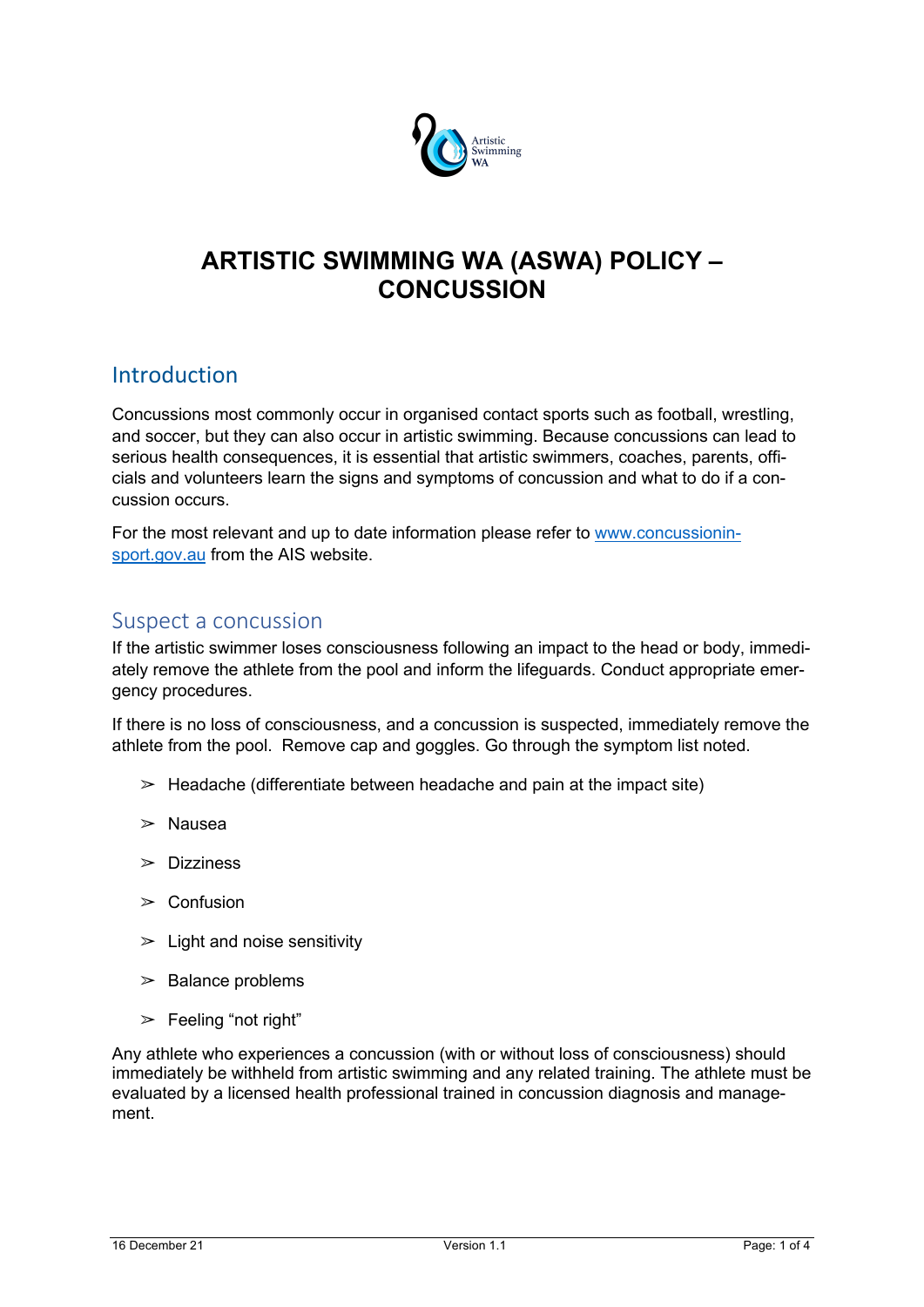# ARTISTIC SWIMMING WA (ASWA) POLICY – CONCUSSION

## Introduction

Concussions most commonly occur in organised contact sports such as football, wrestling, and soccer, but they can also occur in artistic swimming. Because concussions can lead to serious health consequences, it is essential that artistic swimmers, coaches, parents, officials and volunteers learn the signs and symptoms of concussion and what to do if a concussion occurs.

For the most relevant and up to date information please refer to [www.concussioninsport.gov.au](www.concussioninsport.gov.au) from the AIS website.

## Suspect a concussion

If the artistic swimmer loses consciousness following an impact to the head or body, immediately remove the athlete from the pool and inform the lifeguards. Conduct appropriate emergency procedures.

If there is no loss of consciousness, and a concussion is suspected, immediately remove the athlete from the pool. Remove cap and goggles. Go through the symptom list noted.

- Headache (differentiate between headache and pain at the impact site)
- Nausea
- Dizziness
- Confusion
- Light and noise sensitivity
- Balance problems
- Feeling “not right”

Any athlete who experiences a concussion (with or without loss of consciousness) should immediately be withheld from artistic swimming and any related training. The athlete must be evaluated by a licensed health professional trained in concussion diagnosis and management.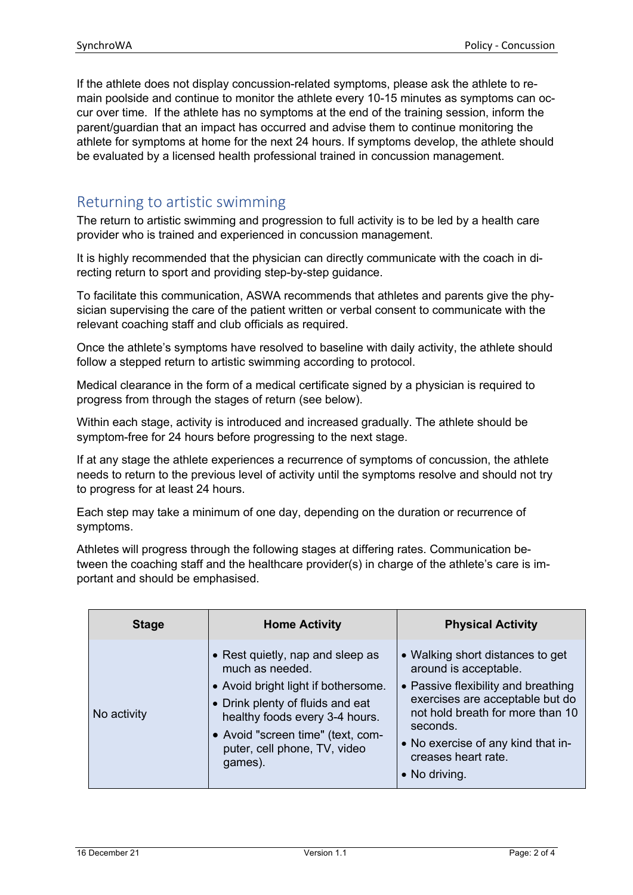If the athlete does not display concussion-related symptoms, please ask the athlete to remain poolside and continue to monitor the athlete every 10-15 minutes as symptoms can occur over time. If the athlete has no symptoms at the end of the training session, inform the parent/guardian that an impact has occurred and advise them to continue monitoring the athlete for symptoms at home for the next 24 hours. If symptoms develop, the athlete should be evaluated by a licensed health professional trained in concussion management.

## Returning to artistic swimming

The return to artistic swimming and progression to full activity is to be led by a health care provider who is trained and experienced in concussion management.

It is highly recommended that the physician can directly communicate with the coach in directing return to sport and providing step-by-step guidance.

To facilitate this communication, ASWA recommends that athletes and parents give the physician supervising the care of the patient written or verbal consent to communicate with the relevant coaching staff and club officials as required.

Once the athlete's symptoms have resolved to baseline with daily activity, the athlete should follow a stepped return to artistic swimming according to protocol.

Medical clearance in the form of a medical certificate signed by a physician is required to progress from through the stages of return (see below).

Within each stage, activity is introduced and increased gradually. The athlete should be symptom-free for 24 hours before progressing to the next stage.

If at any stage the athlete experiences a recurrence of symptoms of concussion, the athlete needs to return to the previous level of activity until the symptoms resolve and should not try to progress for at least 24 hours.

Each step may take a minimum of one day, depending on the duration or recurrence of symptoms.

Athletes will progress through the following stages at differing rates. Communication between the coaching staff and the healthcare provider(s) in charge of the athlete's care is important and should be emphasised.

| Stage | Home Activity | Physical Activity |
|---|---|---|
| No activity | • Rest quietly, nap and sleep as much as needed.<br>• Avoid bright light if bothersome.<br>• Drink plenty of fluids and eat healthy foods every 3-4 hours.<br>• Avoid "screen time" (text, computer, cell phone, TV, video games). | • Walking short distances to get around is acceptable.<br>• Passive flexibility and breathing exercises are acceptable but do not hold breath for more than 10 seconds.<br>• No exercise of any kind that increases heart rate.<br>• No driving. |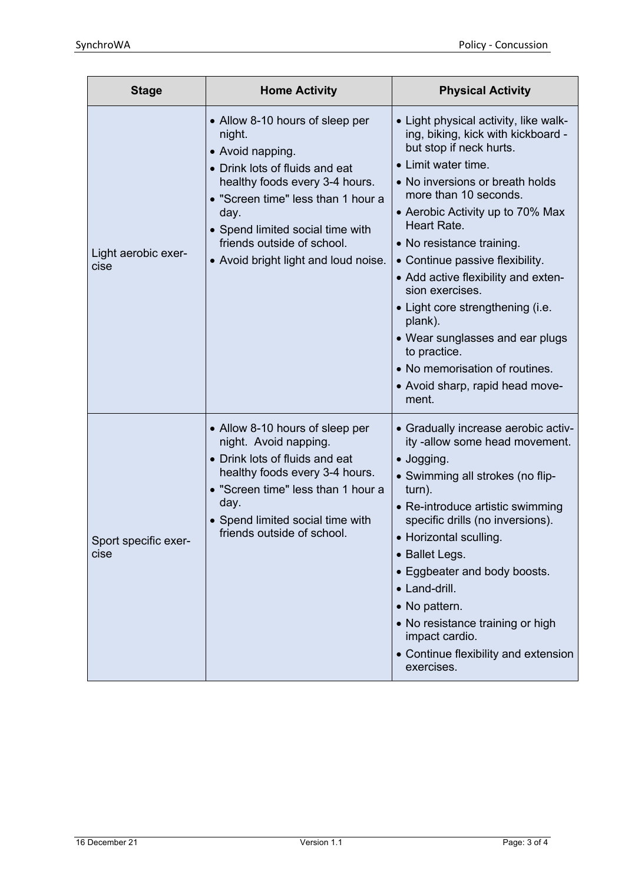| Stage | Home Activity | Physical Activity |
|---|---|---|
| Light aerobic exercise | • Allow 8-10 hours of sleep per night.<br>• Avoid napping.<br>• Drink lots of fluids and eat healthy foods every 3-4 hours.<br>• "Screen time" less than 1 hour a day.<br>• Spend limited social time with friends outside of school.<br>• Avoid bright light and loud noise. | • Light physical activity, like walking, biking, kick with kickboard - but stop if neck hurts.<br>• Limit water time.<br>• No inversions or breath holds more than 10 seconds.<br>• Aerobic Activity up to 70% Max Heart Rate.<br>• No resistance training.<br>• Continue passive flexibility.<br>• Add active flexibility and extension exercises.<br>• Light core strengthening (i.e. plank).<br>• Wear sunglasses and ear plugs to practice.<br>• No memorisation of routines.<br>• Avoid sharp, rapid head movement. |
| Sport specific exercise | • Allow 8-10 hours of sleep per night. Avoid napping.<br>• Drink lots of fluids and eat healthy foods every 3-4 hours.<br>• "Screen time" less than 1 hour a day.<br>• Spend limited social time with friends outside of school. | • Gradually increase aerobic activity -allow some head movement.<br>• Jogging.<br>• Swimming all strokes (no flip-turn).<br>• Re-introduce artistic swimming specific drills (no inversions).<br>• Horizontal sculling.<br>• Ballet Legs.<br>• Eggbeater and body boosts.<br>• Land-drill.<br>• No pattern.<br>• No resistance training or high impact cardio.<br>• Continue flexibility and extension exercises. |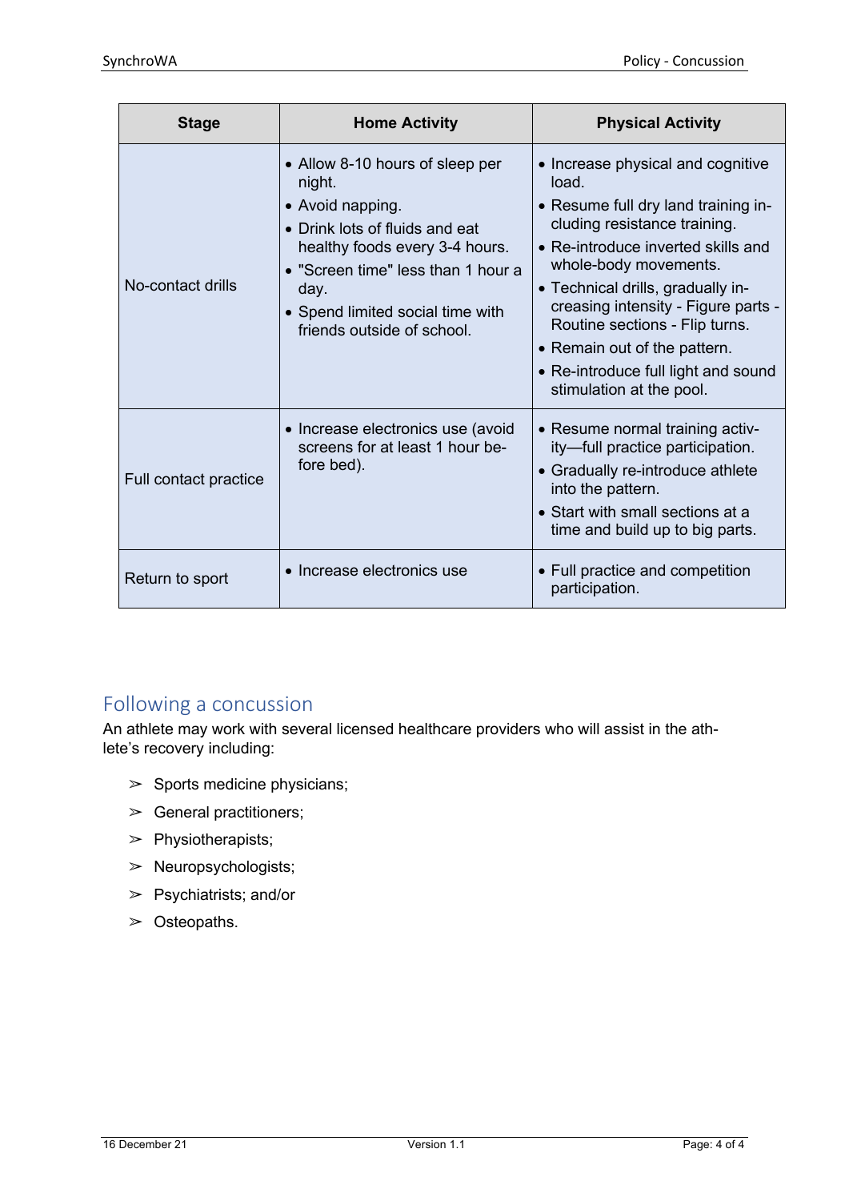| Stage | Home Activity | Physical Activity |
| --- | --- | --- |
| No-contact drills | • Allow 8-10 hours of sleep per night.<br>• Avoid napping.<br>• Drink lots of fluids and eat healthy foods every 3-4 hours.<br>• "Screen time" less than 1 hour a day.<br>• Spend limited social time with friends outside of school. | • Increase physical and cognitive load.<br>• Resume full dry land training including resistance training.<br>• Re-introduce inverted skills and whole-body movements.<br>• Technical drills, gradually increasing intensity - Figure parts - Routine sections - Flip turns.<br>• Remain out of the pattern.<br>• Re-introduce full light and sound stimulation at the pool. |
| Full contact practice | • Increase electronics use (avoid screens for at least 1 hour before bed). | • Resume normal training activity—full practice participation.<br>• Gradually re-introduce athlete into the pattern.<br>• Start with small sections at a time and build up to big parts. |
| Return to sport | • Increase electronics use | • Full practice and competition participation. |

## Following a concussion

An athlete may work with several licensed healthcare providers who will assist in the athlete's recovery including:

- Sports medicine physicians;
- General practitioners;
- Physiotherapists;
- Neuropsychologists;
- Psychiatrists; and/or
- Osteopaths.